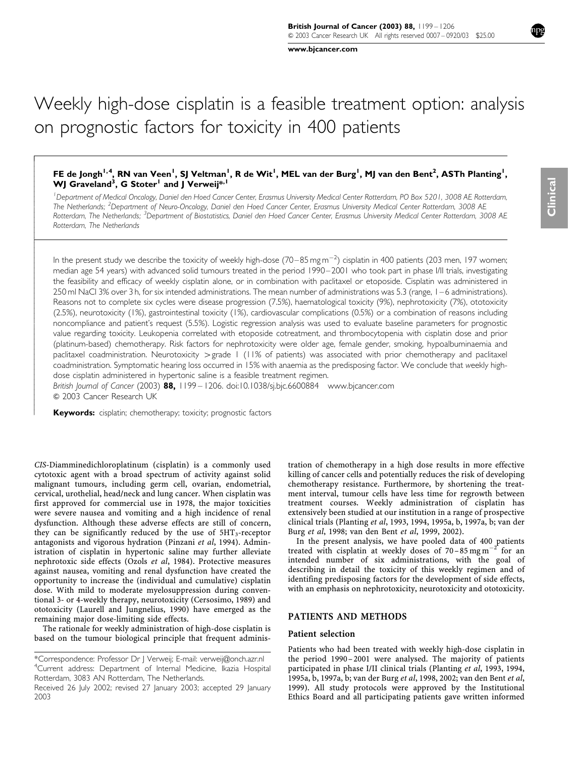# Weekly high-dose cisplatin is a feasible treatment option: analysis on prognostic factors for toxicity in 400 patients

**FE de Jongh[1,4], RN van Veen[1], SJ Veltman[1], R de Wit[1], MEL van der Burg[1], MJ van den Bent[2], ASTh Planting[1], WJ Graveland[3], G Stoter[1] and J Verweij*,[1]**

[1]*Department of Medical Oncology, Daniel den Hoed Cancer Center, Erasmus University Medical Center Rotterdam, PO Box 5201, 3008 AE Rotterdam, The Netherlands;* [2]*Department of Neuro-Oncology, Daniel den Hoed Cancer Center, Erasmus University Medical Center Rotterdam, 3008 AE Rotterdam, The Netherlands;* [3]*Department of Biostatistics, Daniel den Hoed Cancer Center, Erasmus University Medical Center Rotterdam, 3008 AE Rotterdam, The Netherlands*

In the present study we describe the toxicity of weekly high-dose (70–85 mg m$^{-2}$) cisplatin in 400 patients (203 men, 197 women; median age 54 years) with advanced solid tumours treated in the period 1990–2001 who took part in phase I/II trials, investigating the feasibility and efficacy of weekly cisplatin alone, or in combination with paclitaxel or etoposide. Cisplatin was administered in 250 ml NaCl 3% over 3 h, for six intended administrations. The mean number of administrations was 5.3 (range, 1–6 administrations). Reasons not to complete six cycles were disease progression (7.5%), haematological toxicity (9%), nephrotoxicity (7%), ototoxicity (2.5%), neurotoxicity (1%), gastrointestinal toxicity (1%), cardiovascular complications (0.5%) or a combination of reasons including noncompliance and patient's request (5.5%). Logistic regression analysis was used to evaluate baseline parameters for prognostic value regarding toxicity. Leukopenia correlated with etoposide cotreatment, and thrombocytopenia with cisplatin dose and prior (platinum-based) chemotherapy. Risk factors for nephrotoxicity were older age, female gender, smoking, hypoalbuminaemia and paclitaxel coadministration. Neurotoxicity > grade 1 (11% of patients) was associated with prior chemotherapy and paclitaxel coadministration. Symptomatic hearing loss occurred in 15% with anaemia as the predisposing factor. We conclude that weekly high-dose cisplatin administered in hypertonic saline is a feasible treatment regimen.

*British Journal of Cancer* (2003) **88,** 1199–1206. doi:10.1038/sj.bjc.6600884 www.bjcancer.com

© 2003 Cancer Research UK

**Keywords:** cisplatin; chemotherapy; toxicity; prognostic factors

*CIS*-Diamminedichloroplatinum (cisplatin) is a commonly used cytotoxic agent with a broad spectrum of activity against solid malignant tumours, including germ cell, ovarian, endometrial, cervical, urothelial, head/neck and lung cancer. When cisplatin was first approved for commercial use in 1978, the major toxicities were severe nausea and vomiting and a high incidence of renal dysfunction. Although these adverse effects are still of concern, they can be significantly reduced by the use of 5HT$_3$-receptor antagonists and vigorous hydration (Pinzani *et al*, 1994). Administration of cisplatin in hypertonic saline may further alleviate nephrotoxic side effects (Ozols *et al*, 1984). Protective measures against nausea, vomiting and renal dysfunction have created the opportunity to increase the (individual and cumulative) cisplatin dose. With mild to moderate myelosuppression during conventional 3- or 4-weekly therapy, neurotoxicity (Cersosimo, 1989) and ototoxicity (Laurell and Jungnelius, 1990) have emerged as the remaining major dose-limiting side effects.

The rationale for weekly administration of high-dose cisplatin is based on the tumour biological principle that frequent administration of chemotherapy in a high dose results in more effective killing of cancer cells and potentially reduces the risk of developing chemotherapy resistance. Furthermore, by shortening the treatment interval, tumour cells have less time for regrowth between treatment courses. Weekly administration of cisplatin has extensively been studied at our institution in a range of prospective clinical trials (Planting *et al*, 1993, 1994, 1995a, b, 1997a, b; van der Burg *et al*, 1998; van den Bent *et al*, 1999, 2002).

In the present analysis, we have pooled data of 400 patients treated with cisplatin at weekly doses of 70–85 mg m$^{-2}$ for an intended number of six administrations, with the goal of describing in detail the toxicity of this weekly regimen and of identifing predisposing factors for the development of side effects, with an emphasis on nephrotoxicity, neurotoxicity and ototoxicity.

## PATIENTS AND METHODS

### Patient selection

Patients who had been treated with weekly high-dose cisplatin in the period 1990–2001 were analysed. The majority of patients participated in phase I/II clinical trials (Planting *et al*, 1993, 1994, 1995a, b, 1997a, b; van der Burg *et al*, 1998, 2002; van den Bent *et al*, 1999). All study protocols were approved by the Institutional Ethics Board and all participating patients gave written informed

*Correspondence: Professor Dr J Verweij; E-mail: verweij@onch.azr.nl

[4]Current address: Department of Internal Medicine, Ikazia Hospital Rotterdam, 3083 AN Rotterdam, The Netherlands.

Received 26 July 2002; revised 27 January 2003; accepted 29 January 2003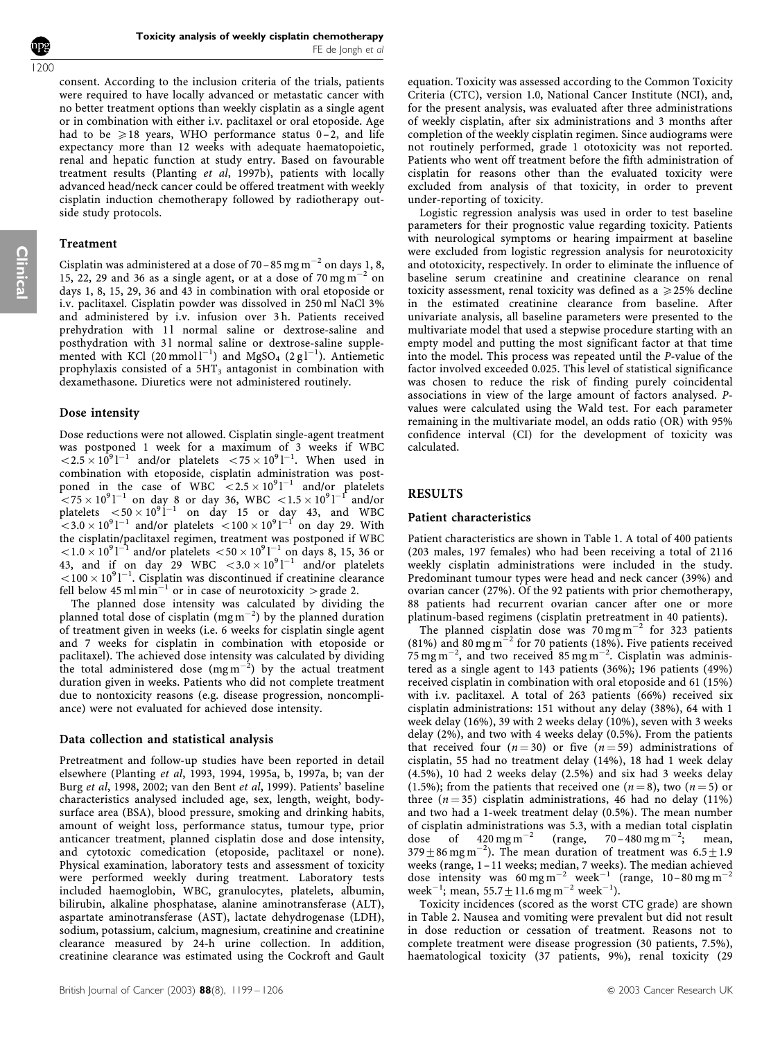consent. According to the inclusion criteria of the trials, patients were required to have locally advanced or metastatic cancer with no better treatment options than weekly cisplatin as a single agent or in combination with either i.v. paclitaxel or oral etoposide. Age had to be $\geq$18 years, WHO performance status 0–2, and life expectancy more than 12 weeks with adequate haematopoietic, renal and hepatic function at study entry. Based on favourable treatment results (Planting *et al*, 1997b), patients with locally advanced head/neck cancer could be offered treatment with weekly cisplatin induction chemotherapy followed by radiotherapy outside study protocols.

### Treatment

Cisplatin was administered at a dose of 70–85 mg m$^{-2}$ on days 1, 8, 15, 22, 29 and 36 as a single agent, or at a dose of 70 mg m$^{-2}$ on days 1, 8, 15, 29, 36 and 43 in combination with oral etoposide or i.v. paclitaxel. Cisplatin powder was dissolved in 250 ml NaCl 3% and administered by i.v. infusion over 3 h. Patients received prehydration with 1 l normal saline or dextrose-saline and posthydration with 3 l normal saline or dextrose-saline supplemented with KCl (20 mmol l$^{-1}$) and $MgSO_4$ (2 g l$^{-1}$). Antiemetic prophylaxis consisted of a 5HT$_3$ antagonist in combination with dexamethasone. Diuretics were not administered routinely.

### Dose intensity

Dose reductions were not allowed. Cisplatin single-agent treatment was postponed 1 week for a maximum of 3 weeks if WBC $<2.5\times10^9$ l$^{-1}$ and/or platelets $<75\times10^9$ l$^{-1}$. When used in combination with etoposide, cisplatin administration was postponed in the case of WBC $<2.5\times10^9$ l$^{-1}$ and/or platelets $<75\times10^9$ l$^{-1}$ on day 8 or day 36, WBC $<1.5\times10^9$ l$^{-1}$ and/or platelets $<50\times10^9$ l$^{-1}$ on day 15 or day 43, and WBC $<3.0\times10^9$ l$^{-1}$ and/or platelets $<100\times10^9$ l$^{-1}$ on day 29. With the cisplatin/paclitaxel regimen, treatment was postponed if WBC $<1.0\times10^9$ l$^{-1}$ and/or platelets $<50\times10^9$ l$^{-1}$ on days 8, 15, 36 or 43, and if on day 29 WBC $<3.0\times10^9$ l$^{-1}$ and/or platelets $<100\times10^9$ l$^{-1}$. Cisplatin was discontinued if creatinine clearance fell below 45 ml min$^{-1}$ or in case of neurotoxicity $>$grade 2.

The planned dose intensity was calculated by dividing the planned total dose of cisplatin (mg m$^{-2}$) by the planned duration of treatment given in weeks (i.e. 6 weeks for cisplatin single agent and 7 weeks for cisplatin in combination with etoposide or paclitaxel). The achieved dose intensity was calculated by dividing the total administered dose (mg m$^{-2}$) by the actual treatment duration given in weeks. Patients who did not complete treatment due to nontoxicity reasons (e.g. disease progression, noncompliance) were not evaluated for achieved dose intensity.

### Data collection and statistical analysis

Pretreatment and follow-up studies have been reported in detail elsewhere (Planting *et al*, 1993, 1994, 1995a, b, 1997a, b; van der Burg *et al*, 1998, 2002; van den Bent *et al*, 1999). Patients' baseline characteristics analysed included age, sex, length, weight, body-surface area (BSA), blood pressure, smoking and drinking habits, amount of weight loss, performance status, tumour type, prior anticancer treatment, planned cisplatin dose and dose intensity, and cytotoxic comedication (etoposide, paclitaxel or none). Physical examination, laboratory tests and assessment of toxicity were performed weekly during treatment. Laboratory tests included haemoglobin, WBC, granulocytes, platelets, albumin, bilirubin, alkaline phosphatase, alanine aminotransferase (ALT), aspartate aminotransferase (AST), lactate dehydrogenase (LDH), sodium, potassium, calcium, magnesium, creatinine and creatinine clearance measured by 24-h urine collection. In addition, creatinine clearance was estimated using the Cockroft and Gault equation. Toxicity was assessed according to the Common Toxicity Criteria (CTC), version 1.0, National Cancer Institute (NCI), and, for the present analysis, was evaluated after three administrations of weekly cisplatin, after six administrations and 3 months after completion of the weekly cisplatin regimen. Since audiograms were not routinely performed, grade 1 ototoxicity was not reported. Patients who went off treatment before the fifth administration of cisplatin for reasons other than the evaluated toxicity were excluded from analysis of that toxicity, in order to prevent under-reporting of toxicity.

Logistic regression analysis was used in order to test baseline parameters for their prognostic value regarding toxicity. Patients with neurological symptoms or hearing impairment at baseline were excluded from logistic regression analysis for neurotoxicity and ototoxicity, respectively. In order to eliminate the influence of baseline serum creatinine and creatinine clearance on renal toxicity assessment, renal toxicity was defined as a $\geq$25% decline in the estimated creatinine clearance from baseline. After univariate analysis, all baseline parameters were presented to the multivariate model that used a stepwise procedure starting with an empty model and putting the most significant factor at that time into the model. This process was repeated until the *P*-value of the factor involved exceeded 0.025. This level of statistical significance was chosen to reduce the risk of finding purely coincidental associations in view of the large amount of factors analysed. *P*-values were calculated using the Wald test. For each parameter remaining in the multivariate model, an odds ratio (OR) with 95% confidence interval (CI) for the development of toxicity was calculated.

## RESULTS

### Patient characteristics

Patient characteristics are shown in Table 1. A total of 400 patients (203 males, 197 females) who had been receiving a total of 2116 weekly cisplatin administrations were included in the study. Predominant tumour types were head and neck cancer (39%) and ovarian cancer (27%). Of the 92 patients with prior chemotherapy, 88 patients had recurrent ovarian cancer after one or more platinum-based regimens (cisplatin pretreatment in 40 patients).

The planned cisplatin dose was 70 mg m$^{-2}$ for 323 patients (81%) and 80 mg m$^{-2}$ for 70 patients (18%). Five patients received 75 mg m$^{-2}$, and two received 85 mg m$^{-2}$. Cisplatin was administered as a single agent to 143 patients (36%); 196 patients (49%) received cisplatin in combination with oral etoposide and 61 (15%) with i.v. paclitaxel. A total of 263 patients (66%) received six cisplatin administrations: 151 without any delay (38%), 64 with 1 week delay (16%), 39 with 2 weeks delay (10%), seven with 3 weeks delay (2%), and two with 4 weeks delay (0.5%). From the patients that received four ($n=30$) or five ($n=59$) administrations of cisplatin, 55 had no treatment delay (14%), 18 had 1 week delay (4.5%), 10 had 2 weeks delay (2.5%) and six had 3 weeks delay (1.5%); from the patients that received one ($n=8$), two ($n=5$) or three ($n=35$) cisplatin administrations, 46 had no delay (11%) and two had a 1-week treatment delay (0.5%). The mean number of cisplatin administrations was 5.3, with a median total cisplatin dose of 420 mg m$^{-2}$ (range, 70–480 mg m$^{-2}$; mean, 379$\pm$86 mg m$^{-2}$). The mean duration of treatment was 6.5$\pm$1.9 weeks (range, 1–11 weeks; median, 7 weeks). The median achieved dose intensity was 60 mg m$^{-2}$ week$^{-1}$ (range, 10–80 mg m$^{-2}$ week$^{-1}$; mean, 55.7$\pm$11.6 mg m$^{-2}$ week$^{-1}$).

Toxicity incidences (scored as the worst CTC grade) are shown in Table 2. Nausea and vomiting were prevalent but did not result in dose reduction or cessation of treatment. Reasons not to complete treatment were disease progression (30 patients, 7.5%), haematological toxicity (37 patients, 9%), renal toxicity (29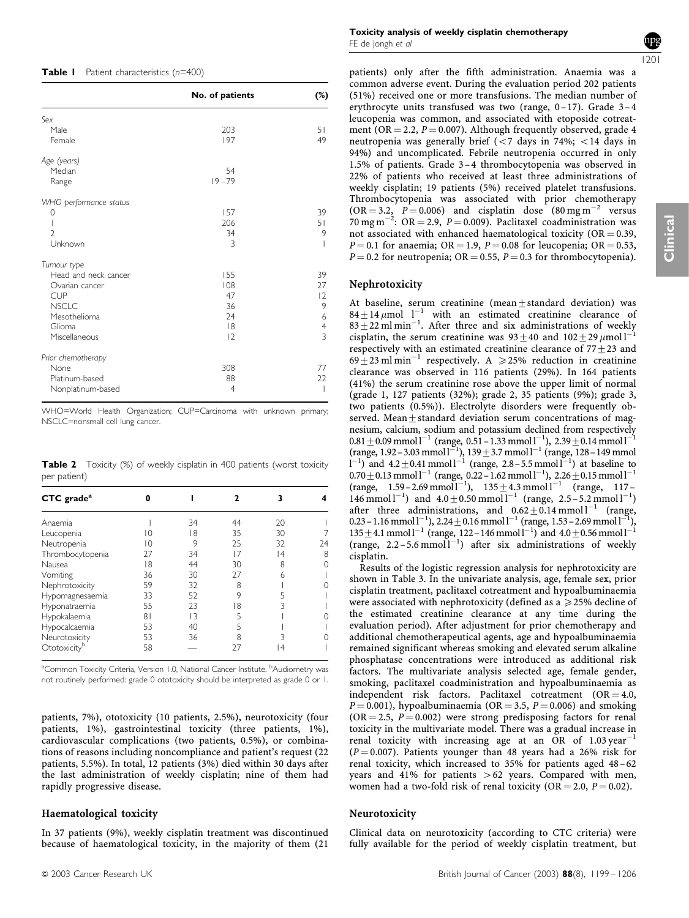**Table 1** Patient characteristics (n=400)

| | No. of patients | (%) |
|---|---|---|
| *Sex* | | |
| Male | 203 | 51 |
| Female | 197 | 49 |
| *Age (years)* | | |
| Median | 54 | |
| Range | 19–79 | |
| *WHO performance status* | | |
| 0 | 157 | 39 |
| 1 | 206 | 51 |
| 2 | 34 | 9 |
| Unknown | 3 | 1 |
| *Tumour type* | | |
| Head and neck cancer | 155 | 39 |
| Ovarian cancer | 108 | 27 |
| CUP | 47 | 12 |
| NSCLC | 36 | 9 |
| Mesothelioma | 24 | 6 |
| Glioma | 18 | 4 |
| Miscellaneous | 12 | 3 |
| *Prior chemotherapy* | | |
| None | 308 | 77 |
| Platinum-based | 88 | 22 |
| Nonplatinum-based | 4 | 1 |

WHO=World Health Organization; CUP=Carcinoma with unknown primary; NSCLC=nonsmall cell lung cancer.

**Table 2** Toxicity (%) of weekly cisplatin in 400 patients (worst toxicity per patient)

| CTC grade[a] | 0 | 1 | 2 | 3 | 4 |
|---|---|---|---|---|---|
| Anaemia | 1 | 34 | 44 | 20 | 1 |
| Leucopenia | 10 | 18 | 35 | 30 | 7 |
| Neutropenia | 10 | 9 | 25 | 32 | 24 |
| Thrombocytopenia | 27 | 34 | 17 | 14 | 8 |
| Nausea | 18 | 44 | 30 | 8 | 0 |
| Vomiting | 36 | 30 | 27 | 6 | 1 |
| Nephrotoxicity | 59 | 32 | 8 | 1 | 0 |
| Hypomagnesaemia | 33 | 52 | 9 | 5 | 1 |
| Hyponatraemia | 55 | 23 | 18 | 3 | 1 |
| Hypokalaemia | 81 | 13 | 5 | 1 | 0 |
| Hypocalcaemia | 53 | 40 | 5 | 1 | 1 |
| Neurotoxicity | 53 | 36 | 8 | 3 | 0 |
| Ototoxicity[b] | 58 | — | 27 | 14 | 1 |

[a]Common Toxicity Criteria, Version 1.0, National Cancer Institute. [b]Audiometry was not routinely performed: grade 0 ototoxicity should be interpreted as grade 0 or 1.

patients, 7%), ototoxicity (10 patients, 2.5%), neurotoxicity (four patients, 1%), gastrointestinal toxicity (three patients, 1%), cardiovascular complications (two patients, 0.5%), or combinations of reasons including noncompliance and patient's request (22 patients, 5.5%). In total, 12 patients (3%) died within 30 days after the last administration of weekly cisplatin; nine of them had rapidly progressive disease.

## Haematological toxicity

In 37 patients (9%), weekly cisplatin treatment was discontinued because of haematological toxicity, in the majority of them (21 patients) only after the fifth administration. Anaemia was a common adverse event. During the evaluation period 202 patients (51%) received one or more transfusions. The median number of erythrocyte units transfused was two (range, 0–17). Grade 3–4 leucopenia was common, and associated with etoposide cotreatment (OR = 2.2, $P = 0.007$). Although frequently observed, grade 4 neutropenia was generally brief (<7 days in 74%; <14 days in 94%) and uncomplicated. Febrile neutropenia occurred in only 1.5% of patients. Grade 3–4 thrombocytopenia was observed in 22% of patients who received at least three administrations of weekly cisplatin; 19 patients (5%) received platelet transfusions. Thrombocytopenia was associated with prior chemotherapy (OR = 3.2, $P = 0.006$) and cisplatin dose ($80\,mg\,m^{-2}$ versus $70\,mg\,m^{-2}$: OR = 2.9, $P = 0.009$). Paclitaxel coadministration was not associated with enhanced haematological toxicity (OR = 0.39, $P = 0.1$ for anaemia; OR = 1.9, $P = 0.08$ for leucopenia; OR = 0.53, $P = 0.2$ for neutropenia; OR = 0.55, $P = 0.3$ for thrombocytopenia).

## Nephrotoxicity

At baseline, serum creatinine (mean ± standard deviation) was $84 \pm 14\,\mu mol\,l^{-1}$ with an estimated creatinine clearance of $83 \pm 22\,ml\,min^{-1}$. After three and six administrations of weekly cisplatin, the serum creatinine was $93 \pm 40$ and $102 \pm 29\,\mu mol\,l^{-1}$ respectively with an estimated creatinine clearance of $77 \pm 23$ and $69 \pm 23\,ml\,min^{-1}$ respectively. A ⩾25% reduction in creatinine clearance was observed in 116 patients (29%). In 164 patients (41%) the serum creatinine rose above the upper limit of normal (grade 1, 127 patients (32%); grade 2, 35 patients (9%); grade 3, two patients (0.5%)). Electrolyte disorders were frequently observed. Mean ± standard deviation serum concentrations of magnesium, calcium, sodium and potassium declined from respectively $0.81 \pm 0.09\,mmol\,l^{-1}$ (range, $0.51–1.33\,mmol\,l^{-1}$), $2.39 \pm 0.14\,mmol\,l^{-1}$ (range, $1.92–3.03\,mmol\,l^{-1}$), $139 \pm 3.7\,mmol\,l^{-1}$ (range, $128–149\,mmol\,l^{-1}$) and $4.2 \pm 0.41\,mmol\,l^{-1}$ (range, $2.8–5.5\,mmol\,l^{-1}$) at baseline to $0.70 \pm 0.13\,mmol\,l^{-1}$ (range, $0.22–1.62\,mmol\,l^{-1}$), $2.26 \pm 0.15\,mmol\,l^{-1}$ (range, $1.59–2.69\,mmol\,l^{-1}$), $135 \pm 4.3\,mmol\,l^{-1}$ (range, $117–146\,mmol\,l^{-1}$) and $4.0 \pm 0.50\,mmol\,l^{-1}$ (range, $2.5–5.2\,mmol\,l^{-1}$) after three administrations, and $0.62 \pm 0.14\,mmol\,l^{-1}$ (range, $0.23–1.16\,mmol\,l^{-1}$), $2.24 \pm 0.16\,mmol\,l^{-1}$ (range, $1.53–2.69\,mmol\,l^{-1}$), $135 \pm 4.1\,mmol\,l^{-1}$ (range, $122–146\,mmol\,l^{-1}$) and $4.0 \pm 0.56\,mmol\,l^{-1}$ (range, $2.2–5.6\,mmol\,l^{-1}$) after six administrations of weekly cisplatin.

Results of the logistic regression analysis for nephrotoxicity are shown in Table 3. In the univariate analysis, age, female sex, prior cisplatin treatment, paclitaxel cotreatment and hypoalbuminaemia were associated with nephrotoxicity (defined as a ⩾25% decline of the estimated creatinine clearance at any time during the evaluation period). After adjustment for prior chemotherapy and additional chemotherapeutical agents, age and hypoalbuminaemia remained significant whereas smoking and elevated serum alkaline phosphatase concentrations were introduced as additional risk factors. The multivariate analysis selected age, female gender, smoking, paclitaxel coadministration and hypoalbuminaemia as independent risk factors. Paclitaxel cotreatment (OR = 4.0, $P = 0.001$), hypoalbuminaemia (OR = 3.5, $P = 0.006$) and smoking (OR = 2.5, $P = 0.002$) were strong predisposing factors for renal toxicity in the multivariate model. There was a gradual increase in renal toxicity with increasing age at an OR of $1.03\,year^{-1}$ ($P = 0.007$). Patients younger than 48 years had a 26% risk for renal toxicity, which increased to 35% for patients aged 48–62 years and 41% for patients >62 years. Compared with men, women had a two-fold risk of renal toxicity (OR = 2.0, $P = 0.02$).

## Neurotoxicity

Clinical data on neurotoxicity (according to CTC criteria) were fully available for the period of weekly cisplatin treatment, but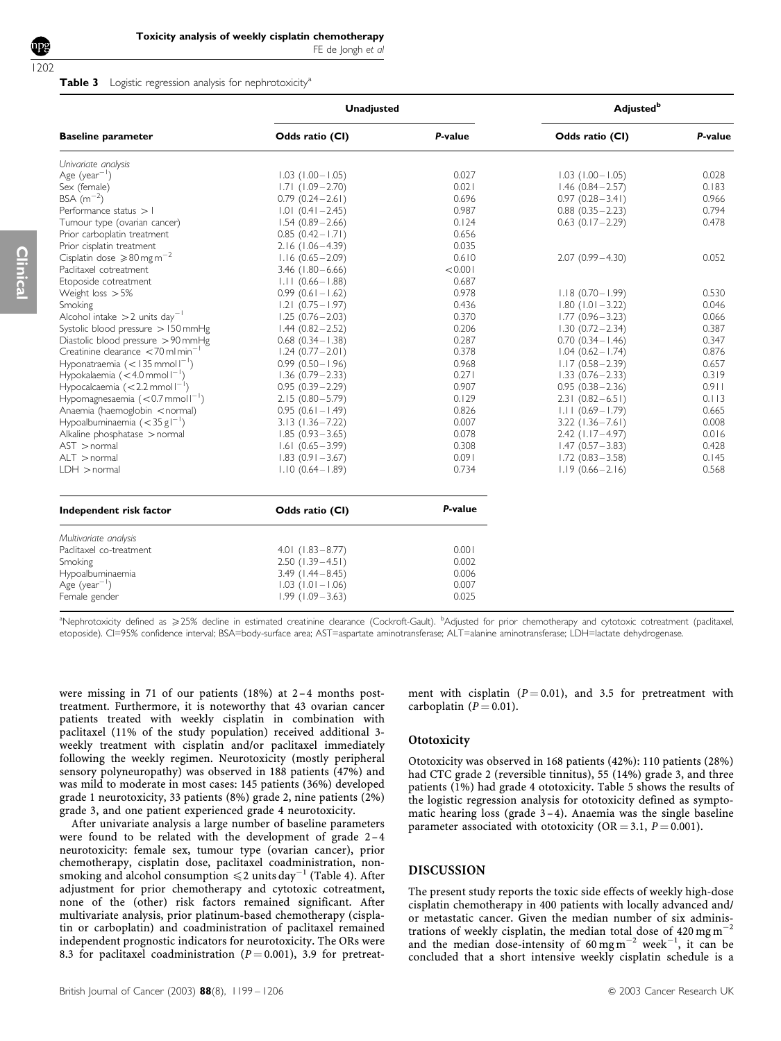**Table 3** Logistic regression analysis for nephrotoxicity[a]

| Baseline parameter | Unadjusted | | Adjusted[b] | |
|---|---|---|---|---|
| | Odds ratio (CI) | P-value | Odds ratio (CI) | P-value |
| *Univariate analysis* | | | | |
| Age (year$^{-1}$) | 1.03 (1.00–1.05) | 0.027 | 1.03 (1.00–1.05) | 0.028 |
| Sex (female) | 1.71 (1.09–2.70) | 0.021 | 1.46 (0.84–2.57) | 0.183 |
| BSA (m$^{-2}$) | 0.79 (0.24–2.61) | 0.696 | 0.97 (0.28–3.41) | 0.966 |
| Performance status >1 | 1.01 (0.41–2.45) | 0.987 | 0.88 (0.35–2.23) | 0.794 |
| Tumour type (ovarian cancer) | 1.54 (0.89–2.66) | 0.124 | 0.63 (0.17–2.29) | 0.478 |
| Prior carboplatin treatment | 0.85 (0.42–1.71) | 0.656 | | |
| Prior cisplatin treatment | 2.16 (1.06–4.39) | 0.035 | | |
| Cisplatin dose $\geqslant 80\,mg\,m^{-2}$ | 1.16 (0.65–2.09) | 0.610 | 2.07 (0.99–4.30) | 0.052 |
| Paclitaxel cotreatment | 3.46 (1.80–6.66) | <0.001 | | |
| Etoposide cotreatment | 1.11 (0.66–1.88) | 0.687 | | |
| Weight loss >5% | 0.99 (0.61–1.62) | 0.978 | 1.18 (0.70–1.99) | 0.530 |
| Smoking | 1.21 (0.75–1.97) | 0.436 | 1.80 (1.01–3.22) | 0.046 |
| Alcohol intake >2 units day$^{-1}$ | 1.25 (0.76–2.03) | 0.370 | 1.77 (0.96–3.23) | 0.066 |
| Systolic blood pressure >150 mmHg | 1.44 (0.82–2.52) | 0.206 | 1.30 (0.72–2.34) | 0.387 |
| Diastolic blood pressure >90 mmHg | 0.68 (0.34–1.38) | 0.287 | 0.70 (0.34–1.46) | 0.347 |
| Creatinine clearance <70 ml min$^{-1}$ | 1.24 (0.77–2.01) | 0.378 | 1.04 (0.62–1.74) | 0.876 |
| Hyponatraemia (<135 mmol l$^{-1}$) | 0.99 (0.50–1.96) | 0.968 | 1.17 (0.58–2.39) | 0.657 |
| Hypokalaemia (<4.0 mmol l$^{-1}$) | 1.36 (0.79–2.33) | 0.271 | 1.33 (0.76–2.33) | 0.319 |
| Hypocalcaemia (<2.2 mmol l$^{-1}$) | 0.95 (0.39–2.29) | 0.907 | 0.95 (0.38–2.36) | 0.911 |
| Hypomagnesaemia (<0.7 mmol l$^{-1}$) | 2.15 (0.80–5.79) | 0.129 | 2.31 (0.82–6.51) | 0.113 |
| Anaemia (haemoglobin <normal) | 0.95 (0.61–1.49) | 0.826 | 1.11 (0.69–1.79) | 0.665 |
| Hypoalbuminaemia (<35 g l$^{-1}$) | 3.13 (1.36–7.22) | 0.007 | 3.22 (1.36–7.61) | 0.008 |
| Alkaline phosphatase >normal | 1.85 (0.93–3.65) | 0.078 | 2.42 (1.17–4.97) | 0.016 |
| AST >normal | 1.61 (0.65–3.99) | 0.308 | 1.47 (0.57–3.83) | 0.428 |
| ALT >normal | 1.83 (0.91–3.67) | 0.091 | 1.72 (0.83–3.58) | 0.145 |
| LDH >normal | 1.10 (0.64–1.89) | 0.734 | 1.19 (0.66–2.16) | 0.568 |

| Independent risk factor | Odds ratio (CI) | P-value |
|---|---|---|
| *Multivariate analysis* | | |
| Paclitaxel co-treatment | 4.01 (1.83–8.77) | 0.001 |
| Smoking | 2.50 (1.39–4.51) | 0.002 |
| Hypoalbuminaemia | 3.49 (1.44–8.45) | 0.006 |
| Age (year$^{-1}$) | 1.03 (1.01–1.06) | 0.007 |
| Female gender | 1.99 (1.09–3.63) | 0.025 |

[a]Nephrotoxicity defined as ⩾25% decline in estimated creatinine clearance (Cockroft-Gault). [b]Adjusted for prior chemotherapy and cytotoxic cotreatment (paclitaxel, etoposide). CI=95% confidence interval; BSA=body-surface area; AST=aspartate aminotransferase; ALT=alanine aminotransferase; LDH=lactate dehydrogenase.

were missing in 71 of our patients (18%) at 2–4 months post-treatment. Furthermore, it is noteworthy that 43 ovarian cancer patients treated with weekly cisplatin in combination with paclitaxel (11% of the study population) received additional 3-weekly treatment with cisplatin and/or paclitaxel immediately following the weekly regimen. Neurotoxicity (mostly peripheral sensory polyneuropathy) was observed in 188 patients (47%) and was mild to moderate in most cases: 145 patients (36%) developed grade 1 neurotoxicity, 33 patients (8%) grade 2, nine patients (2%) grade 3, and one patient experienced grade 4 neurotoxicity.

After univariate analysis a large number of baseline parameters were found to be related with the development of grade 2–4 neurotoxicity: female sex, tumour type (ovarian cancer), prior chemotherapy, cisplatin dose, paclitaxel coadministration, non-smoking and alcohol consumption ⩽2 units day$^{-1}$ (Table 4). After adjustment for prior chemotherapy and cytotoxic cotreatment, none of the (other) risk factors remained significant. After multivariate analysis, prior platinum-based chemotherapy (cisplatin or carboplatin) and coadministration of paclitaxel remained independent prognostic indicators for neurotoxicity. The ORs were 8.3 for paclitaxel coadministration ($P=0.001$), 3.9 for pretreatment with cisplatin ($P=0.01$), and 3.5 for pretreatment with carboplatin ($P=0.01$).

## Ototoxicity

Ototoxicity was observed in 168 patients (42%): 110 patients (28%) had CTC grade 2 (reversible tinnitus), 55 (14%) grade 3, and three patients (1%) had grade 4 ototoxicity. Table 5 shows the results of the logistic regression analysis for ototoxicity defined as symptomatic hearing loss (grade 3–4). Anaemia was the single baseline parameter associated with ototoxicity (OR$=3.1$, $P=0.001$).

## DISCUSSION

The present study reports the toxic side effects of weekly high-dose cisplatin chemotherapy in 400 patients with locally advanced and/or metastatic cancer. Given the median number of six administrations of weekly cisplatin, the median total dose of 420 mg m$^{-2}$ and the median dose-intensity of 60 mg m$^{-2}$ week$^{-1}$, it can be concluded that a short intensive weekly cisplatin schedule is a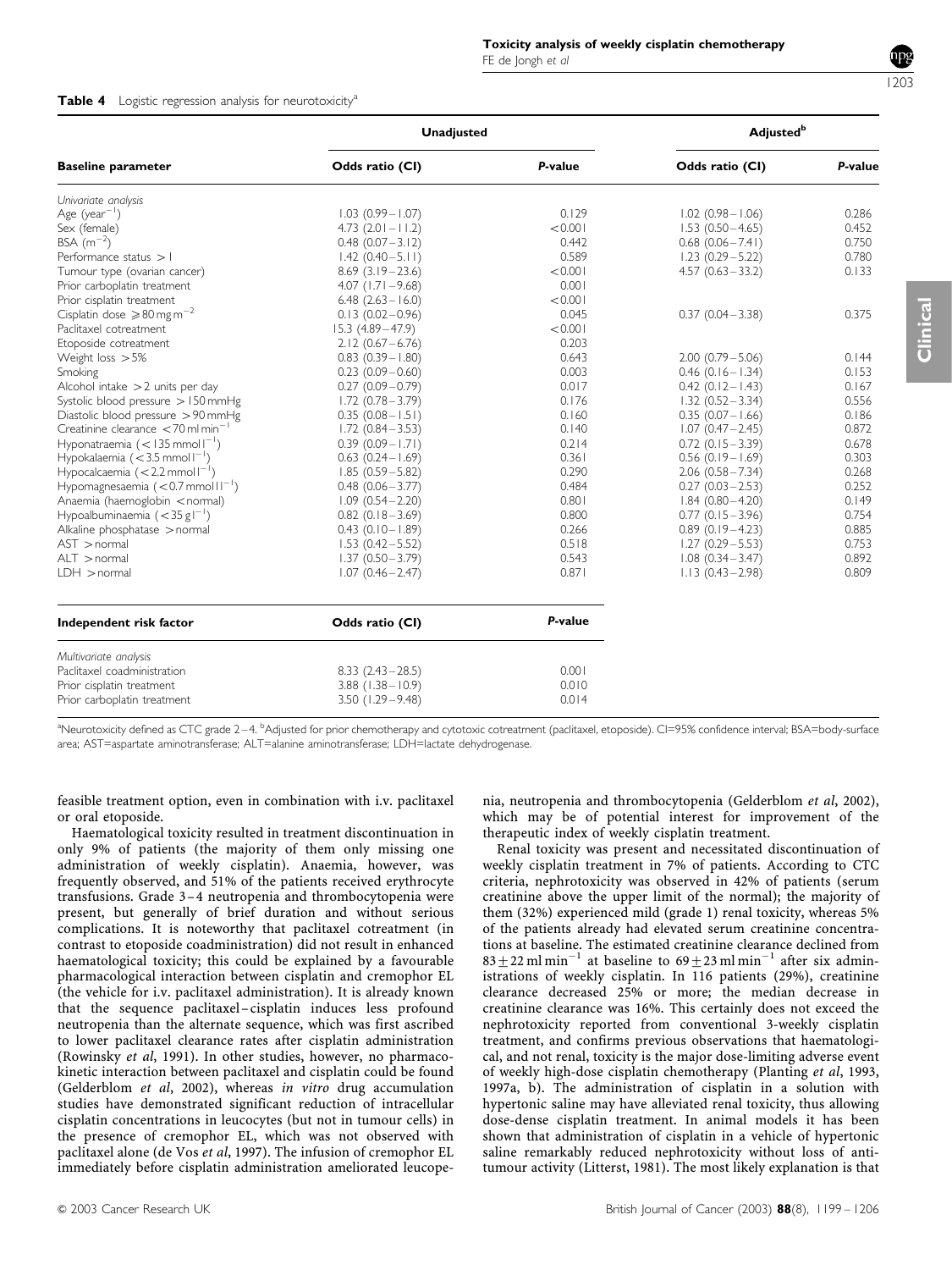**Table 4** Logistic regression analysis for neurotoxicity[a]

| Baseline parameter | Unadjusted | | Adjusted[b] | |
|---|---|---|---|---|
| | Odds ratio (CI) | P-value | Odds ratio (CI) | P-value |
| *Univariate analysis* | | | | |
| Age (year$^{-1}$) | 1.03 (0.99–1.07) | 0.129 | 1.02 (0.98–1.06) | 0.286 |
| Sex (female) | 4.73 (2.01–11.2) | <0.001 | 1.53 (0.50–4.65) | 0.452 |
| BSA (m$^{-2}$) | 0.48 (0.07–3.12) | 0.442 | 0.68 (0.06–7.41) | 0.750 |
| Performance status >1 | 1.42 (0.40–5.11) | 0.589 | 1.23 (0.29–5.22) | 0.780 |
| Tumour type (ovarian cancer) | 8.69 (3.19–23.6) | <0.001 | 4.57 (0.63–33.2) | 0.133 |
| Prior carboplatin treatment | 4.07 (1.71–9.68) | 0.001 | | |
| Prior cisplatin treatment | 6.48 (2.63–16.0) | <0.001 | | |
| Cisplatin dose $\geqslant$80 mg m$^{-2}$ | 0.13 (0.02–0.96) | 0.045 | 0.37 (0.04–3.38) | 0.375 |
| Paclitaxel cotreatment | 15.3 (4.89–47.9) | <0.001 | | |
| Etoposide cotreatment | 2.12 (0.67–6.76) | 0.203 | | |
| Weight loss >5% | 0.83 (0.39–1.80) | 0.643 | 2.00 (0.79–5.06) | 0.144 |
| Smoking | 0.23 (0.09–0.60) | 0.003 | 0.46 (0.16–1.34) | 0.153 |
| Alcohol intake >2 units per day | 0.27 (0.09–0.79) | 0.017 | 0.42 (0.12–1.43) | 0.167 |
| Systolic blood pressure >150 mmHg | 1.72 (0.78–3.79) | 0.176 | 1.32 (0.52–3.34) | 0.556 |
| Diastolic blood pressure >90 mmHg | 0.35 (0.08–1.51) | 0.160 | 0.35 (0.07–1.66) | 0.186 |
| Creatinine clearance <70 ml min$^{-1}$ | 1.72 (0.84–3.53) | 0.140 | 1.07 (0.47–2.45) | 0.872 |
| Hyponatraemia (<135 mmol l$^{-1}$) | 0.39 (0.09–1.71) | 0.214 | 0.72 (0.15–3.39) | 0.678 |
| Hypokalaemia (<3.5 mmol l$^{-1}$) | 0.63 (0.24–1.69) | 0.361 | 0.56 (0.19–1.69) | 0.303 |
| Hypocalcaemia (<2.2 mmol l$^{-1}$) | 1.85 (0.59–5.82) | 0.290 | 2.06 (0.58–7.34) | 0.268 |
| Hypomagnesaemia (<0.7 mmol l$^{-1}$) | 0.48 (0.06–3.77) | 0.484 | 0.27 (0.03–2.53) | 0.252 |
| Anaemia (haemoglobin <normal) | 1.09 (0.54–2.20) | 0.801 | 1.84 (0.80–4.20) | 0.149 |
| Hypoalbuminaemia (<35 g l$^{-1}$) | 0.82 (0.18–3.69) | 0.800 | 0.77 (0.15–3.96) | 0.754 |
| Alkaline phosphatase >normal | 0.43 (0.10–1.89) | 0.266 | 0.89 (0.19–4.23) | 0.885 |
| AST >normal | 1.53 (0.42–5.52) | 0.518 | 1.27 (0.29–5.53) | 0.753 |
| ALT >normal | 1.37 (0.50–3.79) | 0.543 | 1.08 (0.34–3.47) | 0.892 |
| LDH >normal | 1.07 (0.46–2.47) | 0.871 | 1.13 (0.43–2.98) | 0.809 |

| Independent risk factor | Odds ratio (CI) | P-value |
|---|---|---|
| *Multivariate analysis* | | |
| Paclitaxel coadministration | 8.33 (2.43–28.5) | 0.001 |
| Prior cisplatin treatment | 3.88 (1.38–10.9) | 0.010 |
| Prior carboplatin treatment | 3.50 (1.29–9.48) | 0.014 |

[a]Neurotoxicity defined as CTC grade 2–4. [b]Adjusted for prior chemotherapy and cytotoxic cotreatment (paclitaxel, etoposide). CI=95% confidence interval; BSA=body-surface area; AST=aspartate aminotransferase; ALT=alanine aminotransferase; LDH=lactate dehydrogenase.

feasible treatment option, even in combination with i.v. paclitaxel or oral etoposide.

Haematological toxicity resulted in treatment discontinuation in only 9% of patients (the majority of them only missing one administration of weekly cisplatin). Anaemia, however, was frequently observed, and 51% of the patients received erythrocyte transfusions. Grade 3–4 neutropenia and thrombocytopenia were present, but generally of brief duration and without serious complications. It is noteworthy that paclitaxel cotreatment (in contrast to etoposide coadministration) did not result in enhanced haematological toxicity; this could be explained by a favourable pharmacological interaction between cisplatin and cremophor EL (the vehicle for i.v. paclitaxel administration). It is already known that the sequence paclitaxel–cisplatin induces less profound neutropenia than the alternate sequence, which was first ascribed to lower paclitaxel clearance rates after cisplatin administration (Rowinsky *et al*, 1991). In other studies, however, no pharmacokinetic interaction between paclitaxel and cisplatin could be found (Gelderblom *et al*, 2002), whereas *in vitro* drug accumulation studies have demonstrated significant reduction of intracellular cisplatin concentrations in leucocytes (but not in tumour cells) in the presence of cremophor EL, which was not observed with paclitaxel alone (de Vos *et al*, 1997). The infusion of cremophor EL immediately before cisplatin administration ameliorated leucopenia, neutropenia and thrombocytopenia (Gelderblom *et al*, 2002), which may be of potential interest for improvement of the therapeutic index of weekly cisplatin treatment.

Renal toxicity was present and necessitated discontinuation of weekly cisplatin treatment in 7% of patients. According to CTC criteria, nephrotoxicity was observed in 42% of patients (serum creatinine above the upper limit of the normal); the majority of them (32%) experienced mild (grade 1) renal toxicity, whereas 5% of the patients already had elevated serum creatinine concentrations at baseline. The estimated creatinine clearance declined from $83 \pm 22$ ml min$^{-1}$ at baseline to $69 \pm 23$ ml min$^{-1}$ after six administrations of weekly cisplatin. In 116 patients (29%), creatinine clearance decreased 25% or more; the median decrease in creatinine clearance was 16%. This certainly does not exceed the nephrotoxicity reported from conventional 3-weekly cisplatin treatment, and confirms previous observations that haematological, and not renal, toxicity is the major dose-limiting adverse event of weekly high-dose cisplatin chemotherapy (Planting *et al*, 1993, 1997a, b). The administration of cisplatin in a solution with hypertonic saline may have alleviated renal toxicity, thus allowing dose-dense cisplatin treatment. In animal models it has been shown that administration of cisplatin in a vehicle of hypertonic saline remarkably reduced nephrotoxicity without loss of antitumour activity (Litterst, 1981). The most likely explanation is that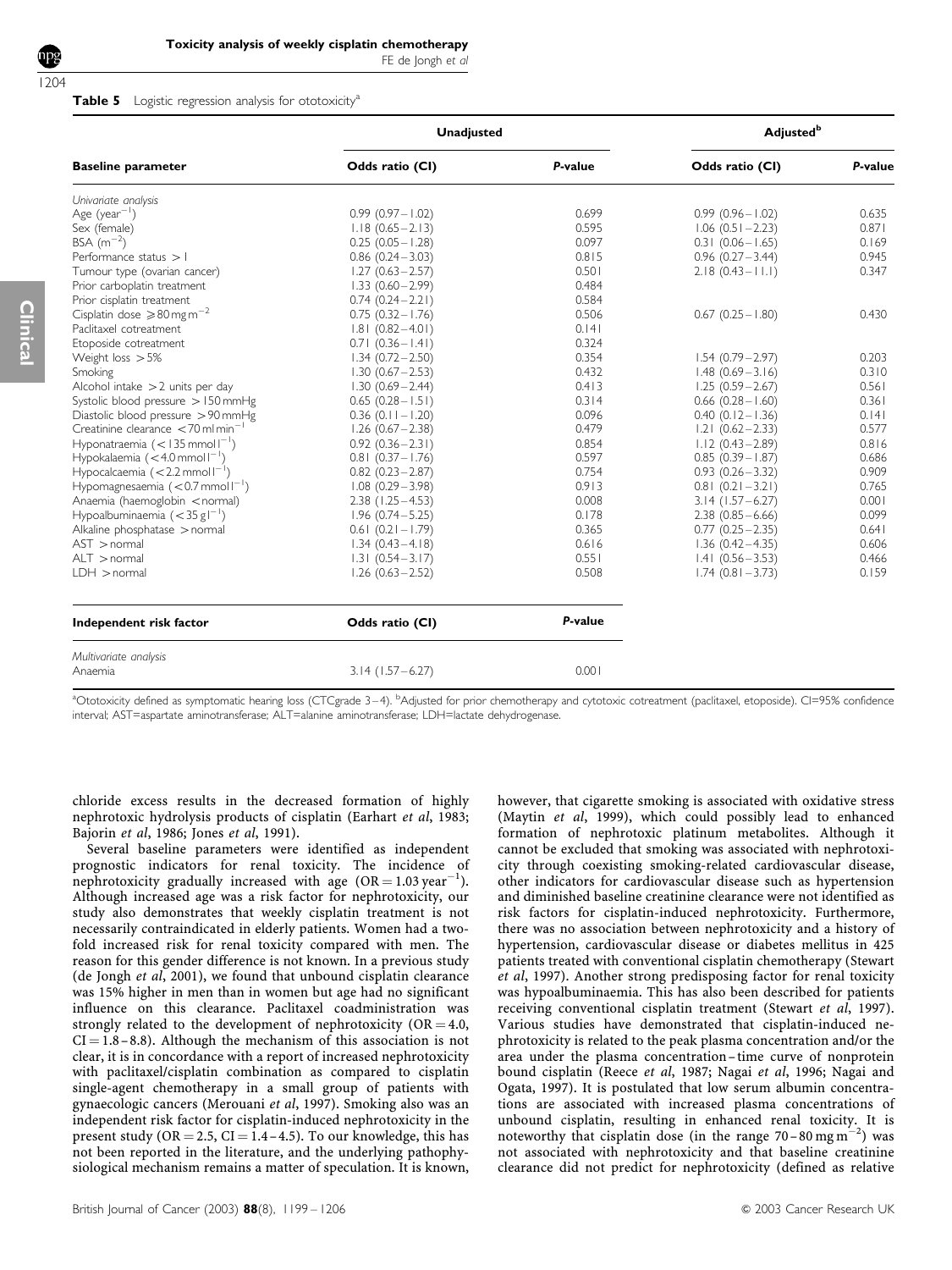**Table 5** Logistic regression analysis for ototoxicity[a]

| Baseline parameter | Unadjusted | | Adjusted[b] | |
|---|---|---|---|---|
| | Odds ratio (CI) | *P*-value | Odds ratio (CI) | *P*-value |
| *Univariate analysis* | | | | |
| Age (year$^{-1}$) | 0.99 (0.97–1.02) | 0.699 | 0.99 (0.96–1.02) | 0.635 |
| Sex (female) | 1.18 (0.65–2.13) | 0.595 | 1.06 (0.51–2.23) | 0.871 |
| BSA (m$^{-2}$) | 0.25 (0.05–1.28) | 0.097 | 0.31 (0.06–1.65) | 0.169 |
| Performance status >1 | 0.86 (0.24–3.03) | 0.815 | 0.96 (0.27–3.44) | 0.945 |
| Tumour type (ovarian cancer) | 1.27 (0.63–2.57) | 0.501 | 2.18 (0.43–11.1) | 0.347 |
| Prior carboplatin treatment | 1.33 (0.60–2.99) | 0.484 | | |
| Prior cisplatin treatment | 0.74 (0.24–2.21) | 0.584 | | |
| Cisplatin dose ≥80 mg m$^{-2}$ | 0.75 (0.32–1.76) | 0.506 | 0.67 (0.25–1.80) | 0.430 |
| Paclitaxel cotreatment | 1.81 (0.82–4.01) | 0.141 | | |
| Etoposide cotreatment | 0.71 (0.36–1.41) | 0.324 | | |
| Weight loss >5% | 1.34 (0.72–2.50) | 0.354 | 1.54 (0.79–2.97) | 0.203 |
| Smoking | 1.30 (0.67–2.53) | 0.432 | 1.48 (0.69–3.16) | 0.310 |
| Alcohol intake >2 units per day | 1.30 (0.69–2.44) | 0.413 | 1.25 (0.59–2.67) | 0.561 |
| Systolic blood pressure >150 mmHg | 0.65 (0.28–1.51) | 0.314 | 0.66 (0.28–1.60) | 0.361 |
| Diastolic blood pressure >90 mmHg | 0.36 (0.11–1.20) | 0.096 | 0.40 (0.12–1.36) | 0.141 |
| Creatinine clearance <70 ml min$^{-1}$ | 1.26 (0.67–2.38) | 0.479 | 1.21 (0.62–2.33) | 0.577 |
| Hyponatraemia (<135 mmol l$^{-1}$) | 0.92 (0.36–2.31) | 0.854 | 1.12 (0.43–2.89) | 0.816 |
| Hypokalaemia (<4.0 mmol l$^{-1}$) | 0.81 (0.37–1.76) | 0.597 | 0.85 (0.39–1.87) | 0.686 |
| Hypocalcaemia (<2.2 mmol l$^{-1}$) | 0.82 (0.23–2.87) | 0.754 | 0.93 (0.26–3.32) | 0.909 |
| Hypomagnesaemia (<0.7 mmol l$^{-1}$) | 1.08 (0.29–3.98) | 0.913 | 0.81 (0.21–3.21) | 0.765 |
| Anaemia (haemoglobin <normal) | 2.38 (1.25–4.53) | 0.008 | 3.14 (1.57–6.27) | 0.001 |
| Hypoalbuminaemia (<35 g l$^{-1}$) | 1.96 (0.74–5.25) | 0.178 | 2.38 (0.85–6.66) | 0.099 |
| Alkaline phosphatase >normal | 0.61 (0.21–1.79) | 0.365 | 0.77 (0.25–2.35) | 0.641 |
| AST >normal | 1.34 (0.43–4.18) | 0.616 | 1.36 (0.42–4.35) | 0.606 |
| ALT >normal | 1.31 (0.54–3.17) | 0.551 | 1.41 (0.56–3.53) | 0.466 |
| LDH >normal | 1.26 (0.63–2.52) | 0.508 | 1.74 (0.81–3.73) | 0.159 |
| **Independent risk factor** | **Odds ratio (CI)** | ***P*-value** | | |
| *Multivariate analysis* | | | | |
| Anaemia | 3.14 (1.57–6.27) | 0.001 | | |

[a]Ototoxicity defined as symptomatic hearing loss (CTCgrade 3–4). [b]Adjusted for prior chemotherapy and cytotoxic cotreatment (paclitaxel, etoposide). CI=95% confidence interval; AST=aspartate aminotransferase; ALT=alanine aminotransferase; LDH=lactate dehydrogenase.

chloride excess results in the decreased formation of highly nephrotoxic hydrolysis products of cisplatin (Earhart *et al*, 1983; Bajorin *et al*, 1986; Jones *et al*, 1991).

Several baseline parameters were identified as independent prognostic indicators for renal toxicity. The incidence of nephrotoxicity gradually increased with age (OR = 1.03 year$^{-1}$). Although increased age was a risk factor for nephrotoxicity, our study also demonstrates that weekly cisplatin treatment is not necessarily contraindicated in elderly patients. Women had a two-fold increased risk for renal toxicity compared with men. The reason for this gender difference is not known. In a previous study (de Jongh *et al*, 2001), we found that unbound cisplatin clearance was 15% higher in men than in women but age had no significant influence on this clearance. Paclitaxel coadministration was strongly related to the development of nephrotoxicity (OR = 4.0, CI = 1.8–8.8). Although the mechanism of this association is not clear, it is in concordance with a report of increased nephrotoxicity with paclitaxel/cisplatin combination as compared to cisplatin single-agent chemotherapy in a small group of patients with gynaecologic cancers (Merouani *et al*, 1997). Smoking also was an independent risk factor for cisplatin-induced nephrotoxicity in the present study (OR = 2.5, CI = 1.4–4.5). To our knowledge, this has not been reported in the literature, and the underlying pathophysiological mechanism remains a matter of speculation. It is known, however, that cigarette smoking is associated with oxidative stress (Maytin *et al*, 1999), which could possibly lead to enhanced formation of nephrotoxic platinum metabolites. Although it cannot be excluded that smoking was associated with nephrotoxicity through coexisting smoking-related cardiovascular disease, other indicators for cardiovascular disease such as hypertension and diminished baseline creatinine clearance were not identified as risk factors for cisplatin-induced nephrotoxicity. Furthermore, there was no association between nephrotoxicity and a history of hypertension, cardiovascular disease or diabetes mellitus in 425 patients treated with conventional cisplatin chemotherapy (Stewart *et al*, 1997). Another strong predisposing factor for renal toxicity was hypoalbuminaemia. This has also been described for patients receiving conventional cisplatin treatment (Stewart *et al*, 1997). Various studies have demonstrated that cisplatin-induced nephrotoxicity is related to the peak plasma concentration and/or the area under the plasma concentration–time curve of nonprotein bound cisplatin (Reece *et al*, 1987; Nagai *et al*, 1996; Nagai and Ogata, 1997). It is postulated that low serum albumin concentrations are associated with increased plasma concentrations of unbound cisplatin, resulting in enhanced renal toxicity. It is noteworthy that cisplatin dose (in the range 70–80 mg m$^{-2}$) was not associated with nephrotoxicity and that baseline creatinine clearance did not predict for nephrotoxicity (defined as relative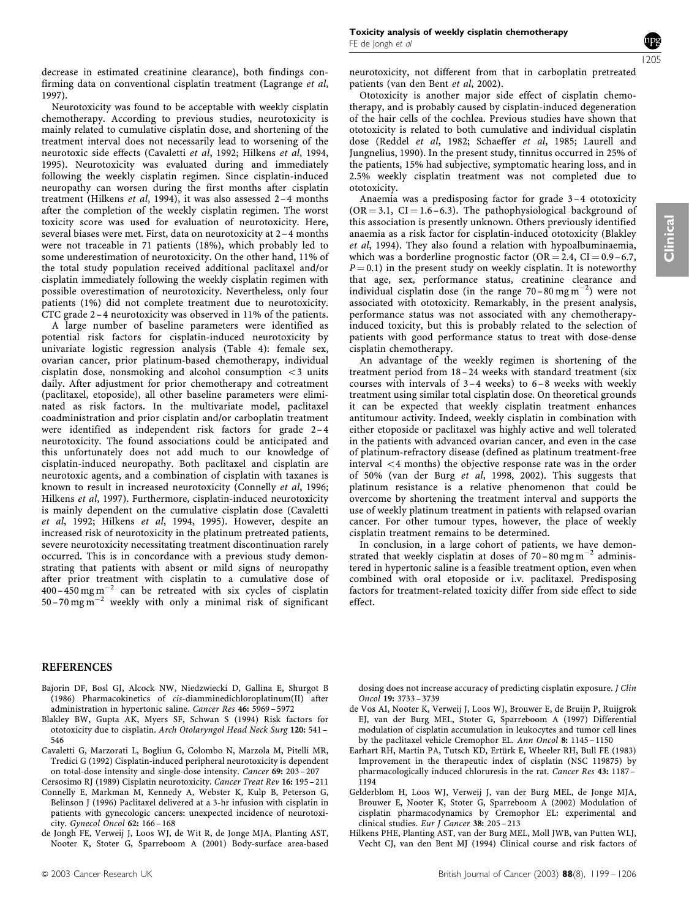decrease in estimated creatinine clearance), both findings confirming data on conventional cisplatin treatment (Lagrange *et al*, 1997).

Neurotoxicity was found to be acceptable with weekly cisplatin chemotherapy. According to previous studies, neurotoxicity is mainly related to cumulative cisplatin dose, and shortening of the treatment interval does not necessarily lead to worsening of the neurotoxic side effects (Cavaletti *et al*, 1992; Hilkens *et al*, 1994, 1995). Neurotoxicity was evaluated during and immediately following the weekly cisplatin regimen. Since cisplatin-induced neuropathy can worsen during the first months after cisplatin treatment (Hilkens *et al*, 1994), it was also assessed 2–4 months after the completion of the weekly cisplatin regimen. The worst toxicity score was used for evaluation of neurotoxicity. Here, several biases were met. First, data on neurotoxicity at 2–4 months were not traceable in 71 patients (18%), which probably led to some underestimation of neurotoxicity. On the other hand, 11% of the total study population received additional paclitaxel and/or cisplatin immediately following the weekly cisplatin regimen with possible overestimation of neurotoxicity. Nevertheless, only four patients (1%) did not complete treatment due to neurotoxicity. CTC grade 2–4 neurotoxicity was observed in 11% of the patients.

A large number of baseline parameters were identified as potential risk factors for cisplatin-induced neurotoxicity by univariate logistic regression analysis (Table 4): female sex, ovarian cancer, prior platinum-based chemotherapy, individual cisplatin dose, nonsmoking and alcohol consumption $<3$ units daily. After adjustment for prior chemotherapy and cotreatment (paclitaxel, etoposide), all other baseline parameters were eliminated as risk factors. In the multivariate model, paclitaxel coadministration and prior cisplatin and/or carboplatin treatment were identified as independent risk factors for grade 2–4 neurotoxicity. The found associations could be anticipated and this unfortunately does not add much to our knowledge of cisplatin-induced neuropathy. Both paclitaxel and cisplatin are neurotoxic agents, and a combination of cisplatin with taxanes is known to result in increased neurotoxicity (Connelly *et al*, 1996; Hilkens *et al*, 1997). Furthermore, cisplatin-induced neurotoxicity is mainly dependent on the cumulative cisplatin dose (Cavaletti *et al*, 1992; Hilkens *et al*, 1994, 1995). However, despite an increased risk of neurotoxicity in the platinum pretreated patients, severe neurotoxicity necessitating treatment discontinuation rarely occurred. This is in concordance with a previous study demonstrating that patients with absent or mild signs of neuropathy after prior treatment with cisplatin to a cumulative dose of 400–450 $\mathrm{mg\,m^{-2}}$ can be retreated with six cycles of cisplatin 50–70 $\mathrm{mg\,m^{-2}}$ weekly with only a minimal risk of significant neurotoxicity, not different from that in carboplatin pretreated patients (van den Bent *et al*, 2002).

Ototoxicity is another major side effect of cisplatin chemotherapy, and is probably caused by cisplatin-induced degeneration of the hair cells of the cochlea. Previous studies have shown that ototoxicity is related to both cumulative and individual cisplatin dose (Reddel *et al*, 1982; Schaeffer *et al*, 1985; Laurell and Jungnelius, 1990). In the present study, tinnitus occurred in 25% of the patients, 15% had subjective, symptomatic hearing loss, and in 2.5% weekly cisplatin treatment was not completed due to ototoxicity.

Anaemia was a predisposing factor for grade 3–4 ototoxicity (OR = 3.1, CI = 1.6–6.3). The pathophysiological background of this association is presently unknown. Others previously identified anaemia as a risk factor for cisplatin-induced ototoxicity (Blakley *et al*, 1994). They also found a relation with hypoalbuminaemia, which was a borderline prognostic factor (OR = 2.4, CI = 0.9–6.7, $P = 0.1$) in the present study on weekly cisplatin. It is noteworthy that age, sex, performance status, creatinine clearance and individual cisplatin dose (in the range 70–80 $\mathrm{mg\,m^{-2}}$) were not associated with ototoxicity. Remarkably, in the present analysis, performance status was not associated with any chemotherapy-induced toxicity, but this is probably related to the selection of patients with good performance status to treat with dose-dense cisplatin chemotherapy.

An advantage of the weekly regimen is shortening of the treatment period from 18–24 weeks with standard treatment (six courses with intervals of 3–4 weeks) to 6–8 weeks with weekly treatment using similar total cisplatin dose. On theoretical grounds it can be expected that weekly cisplatin treatment enhances antitumour activity. Indeed, weekly cisplatin in combination with either etoposide or paclitaxel was highly active and well tolerated in the patients with advanced ovarian cancer, and even in the case of platinum-refractory disease (defined as platinum treatment-free interval $<4$ months) the objective response rate was in the order of 50% (van der Burg *et al*, 1998, 2002). This suggests that platinum resistance is a relative phenomenon that could be overcome by shortening the treatment interval and supports the use of weekly platinum treatment in patients with relapsed ovarian cancer. For other tumour types, however, the place of weekly cisplatin treatment remains to be determined.

In conclusion, in a large cohort of patients, we have demonstrated that weekly cisplatin at doses of 70–80 $\mathrm{mg\,m^{-2}}$ administered in hypertonic saline is a feasible treatment option, even when combined with oral etoposide or i.v. paclitaxel. Predisposing factors for treatment-related toxicity differ from side effect to side effect.

## REFERENCES

Bajorin DF, Bosl GJ, Alcock NW, Niedzwiecki D, Gallina E, Shurgot B (1986) Pharmacokinetics of *cis*-diamminedichloroplatinum(II) after administration in hypertonic saline. *Cancer Res* **46:** 5969–5972

Blakley BW, Gupta AK, Myers SF, Schwan S (1994) Risk factors for ototoxicity due to cisplatin. *Arch Otolaryngol Head Neck Surg* **120:** 541–546

Cavaletti G, Marzorati L, Bogliun G, Colombo N, Marzola M, Pitelli MR, Tredici G (1992) Cisplatin-induced peripheral neurotoxicity is dependent on total-dose intensity and single-dose intensity. *Cancer* **69:** 203–207

Cersosimo RJ (1989) Cisplatin neurotoxicity. *Cancer Treat Rev* **16:** 195–211

Connelly E, Markman M, Kennedy A, Webster K, Kulp B, Peterson G, Belinson J (1996) Paclitaxel delivered at a 3-hr infusion with cisplatin in patients with gynecologic cancers: unexpected incidence of neurotoxicity. *Gynecol Oncol* **62:** 166–168

de Jongh FE, Verweij J, Loos WJ, de Wit R, de Jonge MJA, Planting AST, Nooter K, Stoter G, Sparreboom A (2001) Body-surface area-based dosing does not increase accuracy of predicting cisplatin exposure. *J Clin Oncol* **19:** 3733–3739

de Vos AI, Nooter K, Verweij J, Loos WJ, Brouwer E, de Bruijn P, Ruijgrok EJ, van der Burg MEL, Stoter G, Sparreboom A (1997) Differential modulation of cisplatin accumulation in leukocytes and tumor cell lines by the paclitaxel vehicle Cremophor EL. *Ann Oncol* **8:** 1145–1150

Earhart RH, Martin PA, Tutsch KD, Ertürk E, Wheeler RH, Bull FE (1983) Improvement in the therapeutic index of cisplatin (NSC 119875) by pharmacologically induced chloruresis in the rat. *Cancer Res* **43:** 1187–1194

Gelderblom H, Loos WJ, Verweij J, van der Burg MEL, de Jonge MJA, Brouwer E, Nooter K, Stoter G, Sparreboom A (2002) Modulation of cisplatin pharmacodynamics by Cremophor EL: experimental and clinical studies. *Eur J Cancer* **38:** 205–213

Hilkens PHE, Planting AST, van der Burg MEL, Moll JWB, van Putten WLJ, Vecht CJ, van den Bent MJ (1994) Clinical course and risk factors of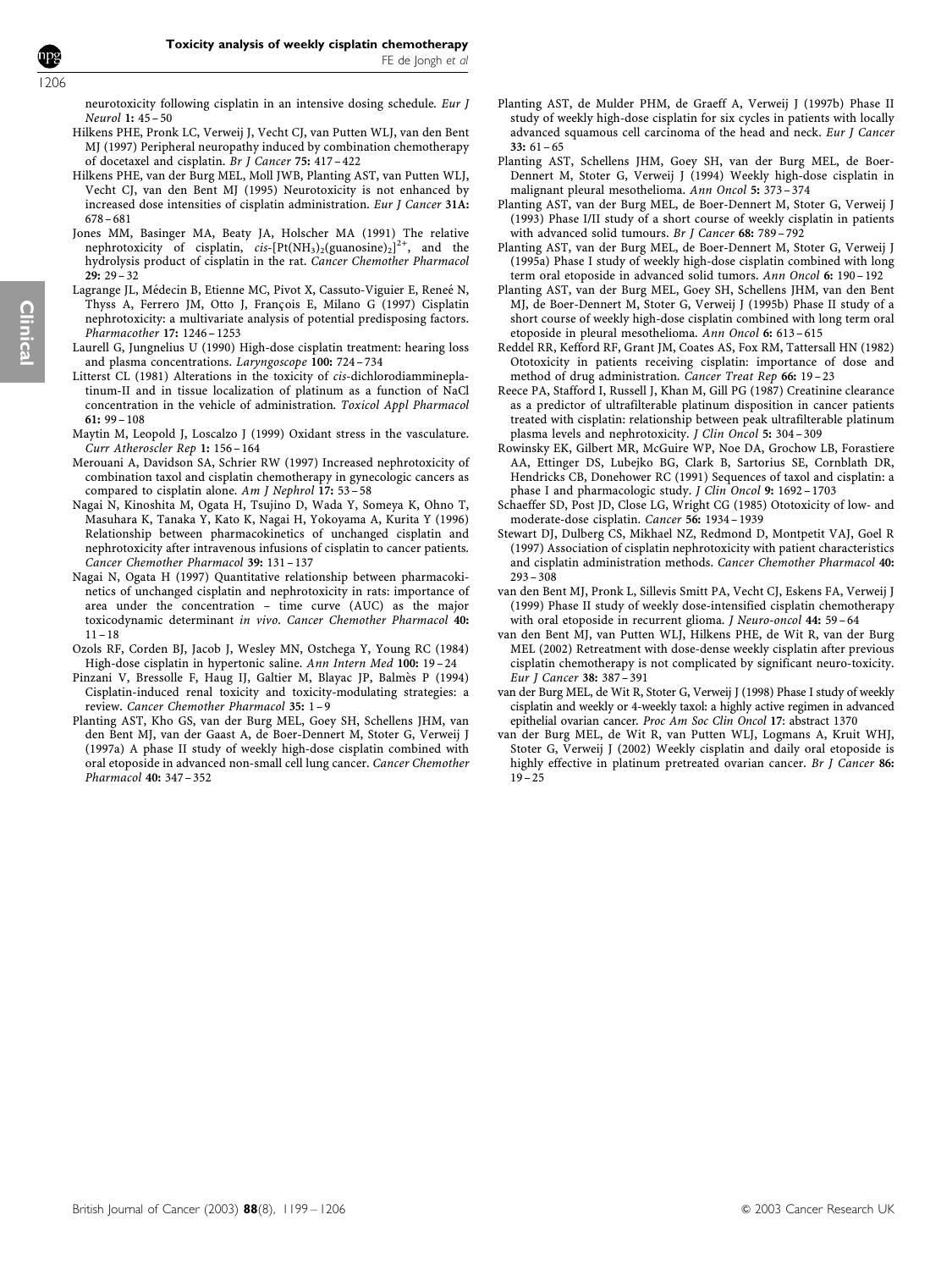neurotoxicity following cisplatin in an intensive dosing schedule. *Eur J Neurol* **1:** 45 – 50

Hilkens PHE, Pronk LC, Verweij J, Vecht CJ, van Putten WLJ, van den Bent MJ (1997) Peripheral neuropathy induced by combination chemotherapy of docetaxel and cisplatin. *Br J Cancer* **75:** 417 – 422

Hilkens PHE, van der Burg MEL, Moll JWB, Planting AST, van Putten WLJ, Vecht CJ, van den Bent MJ (1995) Neurotoxicity is not enhanced by increased dose intensities of cisplatin administration. *Eur J Cancer* **31A:** 678 – 681

Jones MM, Basinger MA, Beaty JA, Holscher MA (1991) The relative nephrotoxicity of cisplatin, *cis*-$[Pt(NH_3)_2(guanosine)_2]^{2+}$, and the hydrolysis product of cisplatin in the rat. *Cancer Chemother Pharmacol* **29:** 29 – 32

Lagrange JL, Médecin B, Etienne MC, Pivot X, Cassuto-Viguier E, Reneé N, Thyss A, Ferrero JM, Otto J, François E, Milano G (1997) Cisplatin nephrotoxicity: a multivariate analysis of potential predisposing factors. *Pharmacother* **17:** 1246 – 1253

Laurell G, Jungnelius U (1990) High-dose cisplatin treatment: hearing loss and plasma concentrations. *Laryngoscope* **100:** 724 – 734

Litterst CL (1981) Alterations in the toxicity of *cis*-dichlorodiammineplatinum-II and in tissue localization of platinum as a function of NaCl concentration in the vehicle of administration. *Toxicol Appl Pharmacol* **61:** 99 – 108

Maytin M, Leopold J, Loscalzo J (1999) Oxidant stress in the vasculature. *Curr Atheroscler Rep* **1:** 156 – 164

Merouani A, Davidson SA, Schrier RW (1997) Increased nephrotoxicity of combination taxol and cisplatin chemotherapy in gynecologic cancers as compared to cisplatin alone. *Am J Nephrol* **17:** 53 – 58

Nagai N, Kinoshita M, Ogata H, Tsujino D, Wada Y, Someya K, Ohno T, Masuhara K, Tanaka Y, Kato K, Nagai H, Yokoyama A, Kurita Y (1996) Relationship between pharmacokinetics of unchanged cisplatin and nephrotoxicity after intravenous infusions of cisplatin to cancer patients. *Cancer Chemother Pharmacol* **39:** 131 – 137

Nagai N, Ogata H (1997) Quantitative relationship between pharmacokinetics of unchanged cisplatin and nephrotoxicity in rats: importance of area under the concentration – time curve (AUC) as the major toxicodynamic determinant *in vivo*. *Cancer Chemother Pharmacol* **40:** 11 – 18

Ozols RF, Corden BJ, Jacob J, Wesley MN, Ostchega Y, Young RC (1984) High-dose cisplatin in hypertonic saline. *Ann Intern Med* **100:** 19 – 24

Pinzani V, Bressolle F, Haug IJ, Galtier M, Blayac JP, Balmès P (1994) Cisplatin-induced renal toxicity and toxicity-modulating strategies: a review. *Cancer Chemother Pharmacol* **35:** 1 – 9

Planting AST, Kho GS, van der Burg MEL, Goey SH, Schellens JHM, van den Bent MJ, van der Gaast A, de Boer-Dennert M, Stoter G, Verweij J (1997a) A phase II study of weekly high-dose cisplatin combined with oral etoposide in advanced non-small cell lung cancer. *Cancer Chemother Pharmacol* **40:** 347 – 352

Planting AST, de Mulder PHM, de Graeff A, Verweij J (1997b) Phase II study of weekly high-dose cisplatin for six cycles in patients with locally advanced squamous cell carcinoma of the head and neck. *Eur J Cancer* **33:** 61 – 65

Planting AST, Schellens JHM, Goey SH, van der Burg MEL, de Boer-Dennert M, Stoter G, Verweij J (1994) Weekly high-dose cisplatin in malignant pleural mesothelioma. *Ann Oncol* **5:** 373 – 374

Planting AST, van der Burg MEL, de Boer-Dennert M, Stoter G, Verweij J (1993) Phase I/II study of a short course of weekly cisplatin in patients with advanced solid tumours. *Br J Cancer* **68:** 789 – 792

Planting AST, van der Burg MEL, de Boer-Dennert M, Stoter G, Verweij J (1995a) Phase I study of weekly high-dose cisplatin combined with long term oral etoposide in advanced solid tumors. *Ann Oncol* **6:** 190 – 192

Planting AST, van der Burg MEL, Goey SH, Schellens JHM, van den Bent MJ, de Boer-Dennert M, Stoter G, Verweij J (1995b) Phase II study of a short course of weekly high-dose cisplatin combined with long term oral etoposide in pleural mesothelioma. *Ann Oncol* **6:** 613 – 615

Reddel RR, Kefford RF, Grant JM, Coates AS, Fox RM, Tattersall HN (1982) Ototoxicity in patients receiving cisplatin: importance of dose and method of drug administration. *Cancer Treat Rep* **66:** 19 – 23

Reece PA, Stafford I, Russell J, Khan M, Gill PG (1987) Creatinine clearance as a predictor of ultrafilterable platinum disposition in cancer patients treated with cisplatin: relationship between peak ultrafilterable platinum plasma levels and nephrotoxicity. *J Clin Oncol* **5:** 304 – 309

Rowinsky EK, Gilbert MR, McGuire WP, Noe DA, Grochow LB, Forastiere AA, Ettinger DS, Lubejko BG, Clark B, Sartorius SE, Cornblath DR, Hendricks CB, Donehower RC (1991) Sequences of taxol and cisplatin: a phase I and pharmacologic study. *J Clin Oncol* **9:** 1692 – 1703

Schaeffer SD, Post JD, Close LG, Wright CG (1985) Ototoxicity of low- and moderate-dose cisplatin. *Cancer* **56:** 1934 – 1939

Stewart DJ, Dulberg CS, Mikhael NZ, Redmond D, Montpetit VAJ, Goel R (1997) Association of cisplatin nephrotoxicity with patient characteristics and cisplatin administration methods. *Cancer Chemother Pharmacol* **40:** 293 – 308

van den Bent MJ, Pronk L, Sillevis Smitt PA, Vecht CJ, Eskens FA, Verweij J (1999) Phase II study of weekly dose-intensified cisplatin chemotherapy with oral etoposide in recurrent glioma. *J Neuro-oncol* **44:** 59 – 64

van den Bent MJ, van Putten WLJ, Hilkens PHE, de Wit R, van der Burg MEL (2002) Retreatment with dose-dense weekly cisplatin after previous cisplatin chemotherapy is not complicated by significant neuro-toxicity. *Eur J Cancer* **38:** 387 – 391

van der Burg MEL, de Wit R, Stoter G, Verweij J (1998) Phase I study of weekly cisplatin and weekly or 4-weekly taxol: a highly active regimen in advanced epithelial ovarian cancer. *Proc Am Soc Clin Oncol* **17:** abstract 1370

van der Burg MEL, de Wit R, van Putten WLJ, Logmans A, Kruit WHJ, Stoter G, Verweij J (2002) Weekly cisplatin and daily oral etoposide is highly effective in platinum pretreated ovarian cancer. *Br J Cancer* **86:** 19 – 25